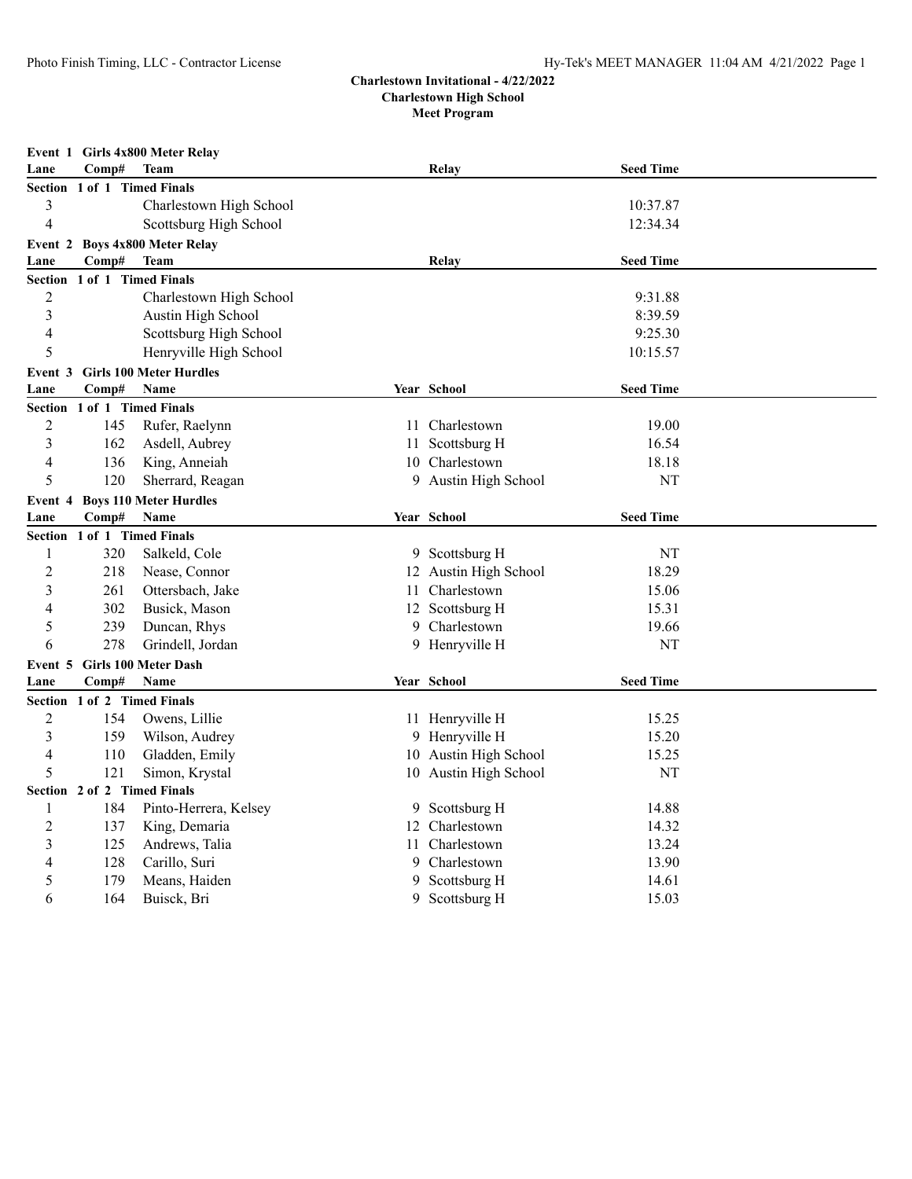# Charlestown Invitational - 4/22/2022
## Charlestown High School
### Meet Program

**Event 1 Girls 4x800 Meter Relay**

| Lane | Comp# | Team | Relay | Seed Time |
|---|---|---|---|---|
| **Section 1 of 1 Timed Finals** | | | | |
| 3 | | Charlestown High School | | 10:37.87 |
| 4 | | Scottsburg High School | | 12:34.34 |

**Event 2 Boys 4x800 Meter Relay**

| Lane | Comp# | Team | Relay | Seed Time |
|---|---|---|---|---|
| **Section 1 of 1 Timed Finals** | | | | |
| 2 | | Charlestown High School | | 9:31.88 |
| 3 | | Austin High School | | 8:39.59 |
| 4 | | Scottsburg High School | | 9:25.30 |
| 5 | | Henryville High School | | 10:15.57 |

**Event 3 Girls 100 Meter Hurdles**

| Lane | Comp# | Name | Year | School | Seed Time |
|---|---|---|---|---|---|
| **Section 1 of 1 Timed Finals** | | | | | |
| 2 | 145 | Rufer, Raelynn | 11 | Charlestown | 19.00 |
| 3 | 162 | Asdell, Aubrey | 11 | Scottsburg H | 16.54 |
| 4 | 136 | King, Anneiah | 10 | Charlestown | 18.18 |
| 5 | 120 | Sherrard, Reagan | 9 | Austin High School | NT |

**Event 4 Boys 110 Meter Hurdles**

| Lane | Comp# | Name | Year | School | Seed Time |
|---|---|---|---|---|---|
| **Section 1 of 1 Timed Finals** | | | | | |
| 1 | 320 | Salkeld, Cole | 9 | Scottsburg H | NT |
| 2 | 218 | Nease, Connor | 12 | Austin High School | 18.29 |
| 3 | 261 | Ottersbach, Jake | 11 | Charlestown | 15.06 |
| 4 | 302 | Busick, Mason | 12 | Scottsburg H | 15.31 |
| 5 | 239 | Duncan, Rhys | 9 | Charlestown | 19.66 |
| 6 | 278 | Grindell, Jordan | 9 | Henryville H | NT |

**Event 5 Girls 100 Meter Dash**

| Lane | Comp# | Name | Year | School | Seed Time |
|---|---|---|---|---|---|
| **Section 1 of 2 Timed Finals** | | | | | |
| 2 | 154 | Owens, Lillie | 11 | Henryville H | 15.25 |
| 3 | 159 | Wilson, Audrey | 9 | Henryville H | 15.20 |
| 4 | 110 | Gladden, Emily | 10 | Austin High School | 15.25 |
| 5 | 121 | Simon, Krystal | 10 | Austin High School | NT |
| **Section 2 of 2 Timed Finals** | | | | | |
| 1 | 184 | Pinto-Herrera, Kelsey | 9 | Scottsburg H | 14.88 |
| 2 | 137 | King, Demaria | 12 | Charlestown | 14.32 |
| 3 | 125 | Andrews, Talia | 11 | Charlestown | 13.24 |
| 4 | 128 | Carillo, Suri | 9 | Charlestown | 13.90 |
| 5 | 179 | Means, Haiden | 9 | Scottsburg H | 14.61 |
| 6 | 164 | Buisck, Bri | 9 | Scottsburg H | 15.03 |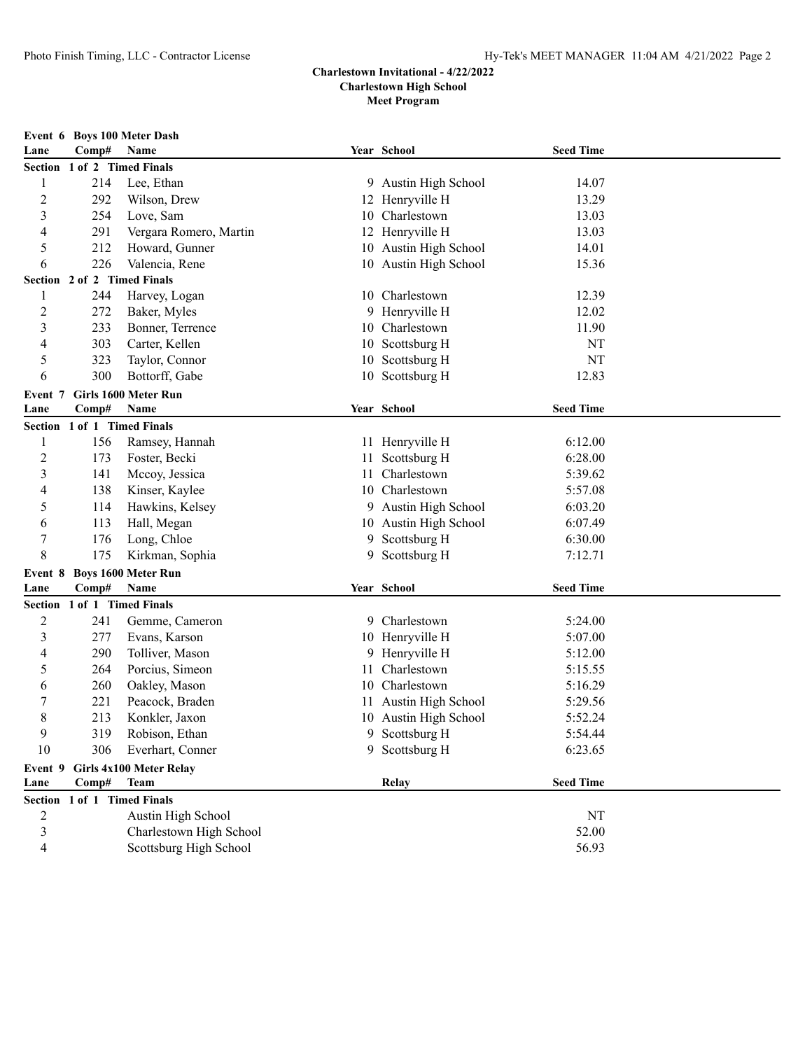**Charlestown Invitational - 4/22/2022**
**Charlestown High School**
**Meet Program**

### Event 6 Boys 100 Meter Dash

| Lane | Comp# | Name | Year | School | Seed Time |
|---|---|---|---|---|---|
| **Section 1 of 2 Timed Finals** | | | | | |
| 1 | 214 | Lee, Ethan | 9 | Austin High School | 14.07 |
| 2 | 292 | Wilson, Drew | 12 | Henryville H | 13.29 |
| 3 | 254 | Love, Sam | 10 | Charlestown | 13.03 |
| 4 | 291 | Vergara Romero, Martin | 12 | Henryville H | 13.03 |
| 5 | 212 | Howard, Gunner | 10 | Austin High School | 14.01 |
| 6 | 226 | Valencia, Rene | 10 | Austin High School | 15.36 |
| **Section 2 of 2 Timed Finals** | | | | | |
| 1 | 244 | Harvey, Logan | 10 | Charlestown | 12.39 |
| 2 | 272 | Baker, Myles | 9 | Henryville H | 12.02 |
| 3 | 233 | Bonner, Terrence | 10 | Charlestown | 11.90 |
| 4 | 303 | Carter, Kellen | 10 | Scottsburg H | NT |
| 5 | 323 | Taylor, Connor | 10 | Scottsburg H | NT |
| 6 | 300 | Bottorff, Gabe | 10 | Scottsburg H | 12.83 |

### Event 7 Girls 1600 Meter Run

| Lane | Comp# | Name | Year | School | Seed Time |
|---|---|---|---|---|---|
| **Section 1 of 1 Timed Finals** | | | | | |
| 1 | 156 | Ramsey, Hannah | 11 | Henryville H | 6:12.00 |
| 2 | 173 | Foster, Becki | 11 | Scottsburg H | 6:28.00 |
| 3 | 141 | Mccoy, Jessica | 11 | Charlestown | 5:39.62 |
| 4 | 138 | Kinser, Kaylee | 10 | Charlestown | 5:57.08 |
| 5 | 114 | Hawkins, Kelsey | 9 | Austin High School | 6:03.20 |
| 6 | 113 | Hall, Megan | 10 | Austin High School | 6:07.49 |
| 7 | 176 | Long, Chloe | 9 | Scottsburg H | 6:30.00 |
| 8 | 175 | Kirkman, Sophia | 9 | Scottsburg H | 7:12.71 |

### Event 8 Boys 1600 Meter Run

| Lane | Comp# | Name | Year | School | Seed Time |
|---|---|---|---|---|---|
| **Section 1 of 1 Timed Finals** | | | | | |
| 2 | 241 | Gemme, Cameron | 9 | Charlestown | 5:24.00 |
| 3 | 277 | Evans, Karson | 10 | Henryville H | 5:07.00 |
| 4 | 290 | Tolliver, Mason | 9 | Henryville H | 5:12.00 |
| 5 | 264 | Porcius, Simeon | 11 | Charlestown | 5:15.55 |
| 6 | 260 | Oakley, Mason | 10 | Charlestown | 5:16.29 |
| 7 | 221 | Peacock, Braden | 11 | Austin High School | 5:29.56 |
| 8 | 213 | Konkler, Jaxon | 10 | Austin High School | 5:52.24 |
| 9 | 319 | Robison, Ethan | 9 | Scottsburg H | 5:54.44 |
| 10 | 306 | Everhart, Conner | 9 | Scottsburg H | 6:23.65 |

### Event 9 Girls 4x100 Meter Relay

| Lane | Comp# | Team | Relay | Seed Time |
|---|---|---|---|---|
| **Section 1 of 1 Timed Finals** | | | | |
| 2 | | Austin High School | | NT |
| 3 | | Charlestown High School | | 52.00 |
| 4 | | Scottsburg High School | | 56.93 |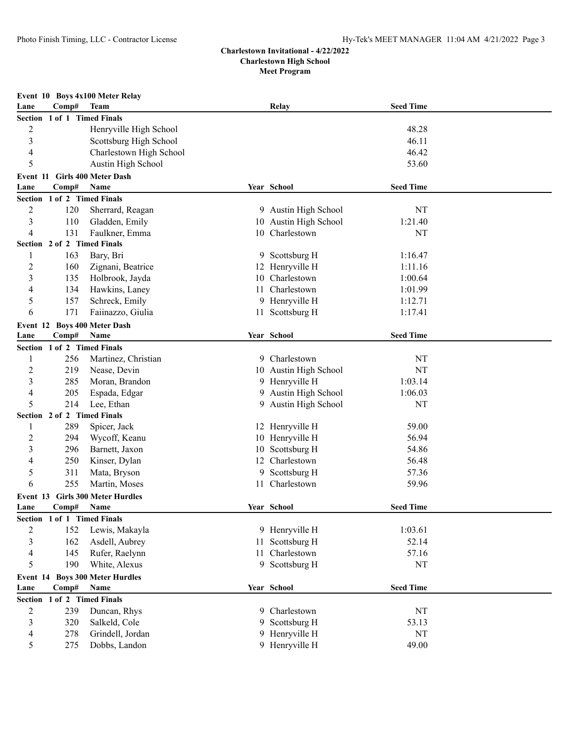**Charlestown Invitational - 4/22/2022**
**Charlestown High School**
**Meet Program**

### Event 10 Boys 4x100 Meter Relay

| Lane | Comp# | Team | Relay | Seed Time |
|---|---|---|---|---|
| **Section 1 of 1 Timed Finals** | | | | |
| 2 | | Henryville High School | | 48.28 |
| 3 | | Scottsburg High School | | 46.11 |
| 4 | | Charlestown High School | | 46.42 |
| 5 | | Austin High School | | 53.60 |

### Event 11 Girls 400 Meter Dash

| Lane | Comp# | Name | Year | School | Seed Time |
|---|---|---|---|---|---|
| **Section 1 of 2 Timed Finals** | | | | | |
| 2 | 120 | Sherrard, Reagan | 9 | Austin High School | NT |
| 3 | 110 | Gladden, Emily | 10 | Austin High School | 1:21.40 |
| 4 | 131 | Faulkner, Emma | 10 | Charlestown | NT |
| **Section 2 of 2 Timed Finals** | | | | | |
| 1 | 163 | Bary, Bri | 9 | Scottsburg H | 1:16.47 |
| 2 | 160 | Zignani, Beatrice | 12 | Henryville H | 1:11.16 |
| 3 | 135 | Holbrook, Jayda | 10 | Charlestown | 1:00.64 |
| 4 | 134 | Hawkins, Laney | 11 | Charlestown | 1:01.99 |
| 5 | 157 | Schreck, Emily | 9 | Henryville H | 1:12.71 |
| 6 | 171 | Faiinazzo, Giulia | 11 | Scottsburg H | 1:17.41 |

### Event 12 Boys 400 Meter Dash

| Lane | Comp# | Name | Year | School | Seed Time |
|---|---|---|---|---|---|
| **Section 1 of 2 Timed Finals** | | | | | |
| 1 | 256 | Martinez, Christian | 9 | Charlestown | NT |
| 2 | 219 | Nease, Devin | 10 | Austin High School | NT |
| 3 | 285 | Moran, Brandon | 9 | Henryville H | 1:03.14 |
| 4 | 205 | Espada, Edgar | 9 | Austin High School | 1:06.03 |
| 5 | 214 | Lee, Ethan | 9 | Austin High School | NT |
| **Section 2 of 2 Timed Finals** | | | | | |
| 1 | 289 | Spicer, Jack | 12 | Henryville H | 59.00 |
| 2 | 294 | Wycoff, Keanu | 10 | Henryville H | 56.94 |
| 3 | 296 | Barnett, Jaxon | 10 | Scottsburg H | 54.86 |
| 4 | 250 | Kinser, Dylan | 12 | Charlestown | 56.48 |
| 5 | 311 | Mata, Bryson | 9 | Scottsburg H | 57.36 |
| 6 | 255 | Martin, Moses | 11 | Charlestown | 59.96 |

### Event 13 Girls 300 Meter Hurdles

| Lane | Comp# | Name | Year | School | Seed Time |
|---|---|---|---|---|---|
| **Section 1 of 1 Timed Finals** | | | | | |
| 2 | 152 | Lewis, Makayla | 9 | Henryville H | 1:03.61 |
| 3 | 162 | Asdell, Aubrey | 11 | Scottsburg H | 52.14 |
| 4 | 145 | Rufer, Raelynn | 11 | Charlestown | 57.16 |
| 5 | 190 | White, Alexus | 9 | Scottsburg H | NT |

### Event 14 Boys 300 Meter Hurdles

| Lane | Comp# | Name | Year | School | Seed Time |
|---|---|---|---|---|---|
| **Section 1 of 2 Timed Finals** | | | | | |
| 2 | 239 | Duncan, Rhys | 9 | Charlestown | NT |
| 3 | 320 | Salkeld, Cole | 9 | Scottsburg H | 53.13 |
| 4 | 278 | Grindell, Jordan | 9 | Henryville H | NT |
| 5 | 275 | Dobbs, Landon | 9 | Henryville H | 49.00 |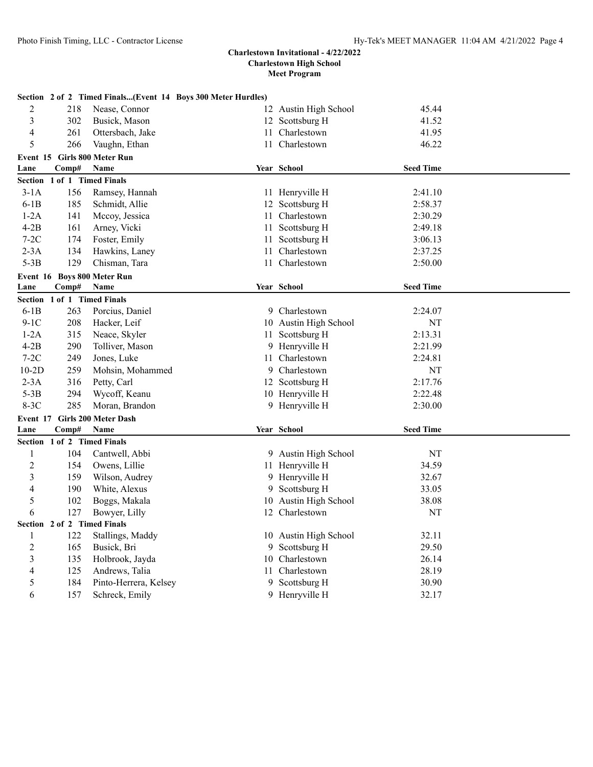## Charlestown Invitational - 4/22/2022
## Charlestown High School
## Meet Program

**Section 2 of 2 Timed Finals...(Event 14 Boys 300 Meter Hurdles)**

| Lane | Comp# | Name | Year | School | Seed Time |
|---|---|---|---|---|---|
| 2 | 218 | Nease, Connor | 12 | Austin High School | 45.44 |
| 3 | 302 | Busick, Mason | 12 | Scottsburg H | 41.52 |
| 4 | 261 | Ottersbach, Jake | 11 | Charlestown | 41.95 |
| 5 | 266 | Vaughn, Ethan | 11 | Charlestown | 46.22 |

### Event 15 Girls 800 Meter Run

**Section 1 of 1 Timed Finals**

| Lane | Comp# | Name | Year | School | Seed Time |
|---|---|---|---|---|---|
| 3-1A | 156 | Ramsey, Hannah | 11 | Henryville H | 2:41.10 |
| 6-1B | 185 | Schmidt, Allie | 12 | Scottsburg H | 2:58.37 |
| 1-2A | 141 | Mccoy, Jessica | 11 | Charlestown | 2:30.29 |
| 4-2B | 161 | Arney, Vicki | 11 | Scottsburg H | 2:49.18 |
| 7-2C | 174 | Foster, Emily | 11 | Scottsburg H | 3:06.13 |
| 2-3A | 134 | Hawkins, Laney | 11 | Charlestown | 2:37.25 |
| 5-3B | 129 | Chisman, Tara | 11 | Charlestown | 2:50.00 |

### Event 16 Boys 800 Meter Run

**Section 1 of 1 Timed Finals**

| Lane | Comp# | Name | Year | School | Seed Time |
|---|---|---|---|---|---|
| 6-1B | 263 | Porcius, Daniel | 9 | Charlestown | 2:24.07 |
| 9-1C | 208 | Hacker, Leif | 10 | Austin High School | NT |
| 1-2A | 315 | Neace, Skyler | 11 | Scottsburg H | 2:13.31 |
| 4-2B | 290 | Tolliver, Mason | 9 | Henryville H | 2:21.99 |
| 7-2C | 249 | Jones, Luke | 11 | Charlestown | 2:24.81 |
| 10-2D | 259 | Mohsin, Mohammed | 9 | Charlestown | NT |
| 2-3A | 316 | Petty, Carl | 12 | Scottsburg H | 2:17.76 |
| 5-3B | 294 | Wycoff, Keanu | 10 | Henryville H | 2:22.48 |
| 8-3C | 285 | Moran, Brandon | 9 | Henryville H | 2:30.00 |

### Event 17 Girls 200 Meter Dash

**Section 1 of 2 Timed Finals**

| Lane | Comp# | Name | Year | School | Seed Time |
|---|---|---|---|---|---|
| 1 | 104 | Cantwell, Abbi | 9 | Austin High School | NT |
| 2 | 154 | Owens, Lillie | 11 | Henryville H | 34.59 |
| 3 | 159 | Wilson, Audrey | 9 | Henryville H | 32.67 |
| 4 | 190 | White, Alexus | 9 | Scottsburg H | 33.05 |
| 5 | 102 | Boggs, Makala | 10 | Austin High School | 38.08 |
| 6 | 127 | Bowyer, Lilly | 12 | Charlestown | NT |

**Section 2 of 2 Timed Finals**

| Lane | Comp# | Name | Year | School | Seed Time |
|---|---|---|---|---|---|
| 1 | 122 | Stallings, Maddy | 10 | Austin High School | 32.11 |
| 2 | 165 | Busick, Bri | 9 | Scottsburg H | 29.50 |
| 3 | 135 | Holbrook, Jayda | 10 | Charlestown | 26.14 |
| 4 | 125 | Andrews, Talia | 11 | Charlestown | 28.19 |
| 5 | 184 | Pinto-Herrera, Kelsey | 9 | Scottsburg H | 30.90 |
| 6 | 157 | Schreck, Emily | 9 | Henryville H | 32.17 |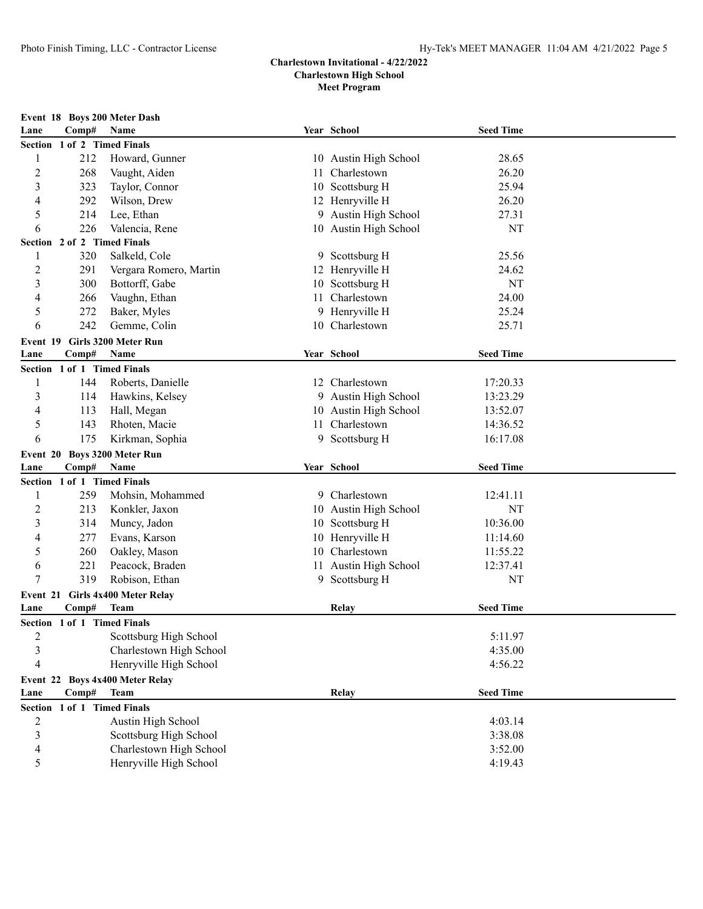**Charlestown Invitational - 4/22/2022**
**Charlestown High School**
**Meet Program**

### Event 18 Boys 200 Meter Dash

| Lane | Comp# | Name | Year | School | Seed Time |
|---|---|---|---|---|---|
| **Section 1 of 2 Timed Finals** | | | | | |
| 1 | 212 | Howard, Gunner | 10 | Austin High School | 28.65 |
| 2 | 268 | Vaught, Aiden | 11 | Charlestown | 26.20 |
| 3 | 323 | Taylor, Connor | 10 | Scottsburg H | 25.94 |
| 4 | 292 | Wilson, Drew | 12 | Henryville H | 26.20 |
| 5 | 214 | Lee, Ethan | 9 | Austin High School | 27.31 |
| 6 | 226 | Valencia, Rene | 10 | Austin High School | NT |
| **Section 2 of 2 Timed Finals** | | | | | |
| 1 | 320 | Salkeld, Cole | 9 | Scottsburg H | 25.56 |
| 2 | 291 | Vergara Romero, Martin | 12 | Henryville H | 24.62 |
| 3 | 300 | Bottorff, Gabe | 10 | Scottsburg H | NT |
| 4 | 266 | Vaughn, Ethan | 11 | Charlestown | 24.00 |
| 5 | 272 | Baker, Myles | 9 | Henryville H | 25.24 |
| 6 | 242 | Gemme, Colin | 10 | Charlestown | 25.71 |

### Event 19 Girls 3200 Meter Run

| Lane | Comp# | Name | Year | School | Seed Time |
|---|---|---|---|---|---|
| **Section 1 of 1 Timed Finals** | | | | | |
| 1 | 144 | Roberts, Danielle | 12 | Charlestown | 17:20.33 |
| 3 | 114 | Hawkins, Kelsey | 9 | Austin High School | 13:23.29 |
| 4 | 113 | Hall, Megan | 10 | Austin High School | 13:52.07 |
| 5 | 143 | Rhoten, Macie | 11 | Charlestown | 14:36.52 |
| 6 | 175 | Kirkman, Sophia | 9 | Scottsburg H | 16:17.08 |

### Event 20 Boys 3200 Meter Run

| Lane | Comp# | Name | Year | School | Seed Time |
|---|---|---|---|---|---|
| **Section 1 of 1 Timed Finals** | | | | | |
| 1 | 259 | Mohsin, Mohammed | 9 | Charlestown | 12:41.11 |
| 2 | 213 | Konkler, Jaxon | 10 | Austin High School | NT |
| 3 | 314 | Muncy, Jadon | 10 | Scottsburg H | 10:36.00 |
| 4 | 277 | Evans, Karson | 10 | Henryville H | 11:14.60 |
| 5 | 260 | Oakley, Mason | 10 | Charlestown | 11:55.22 |
| 6 | 221 | Peacock, Braden | 11 | Austin High School | 12:37.41 |
| 7 | 319 | Robison, Ethan | 9 | Scottsburg H | NT |

### Event 21 Girls 4x400 Meter Relay

| Lane | Comp# | Team | Relay | Seed Time |
|---|---|---|---|---|
| **Section 1 of 1 Timed Finals** | | | | |
| 2 | | Scottsburg High School | | 5:11.97 |
| 3 | | Charlestown High School | | 4:35.00 |
| 4 | | Henryville High School | | 4:56.22 |

### Event 22 Boys 4x400 Meter Relay

| Lane | Comp# | Team | Relay | Seed Time |
|---|---|---|---|---|
| **Section 1 of 1 Timed Finals** | | | | |
| 2 | | Austin High School | | 4:03.14 |
| 3 | | Scottsburg High School | | 3:38.08 |
| 4 | | Charlestown High School | | 3:52.00 |
| 5 | | Henryville High School | | 4:19.43 |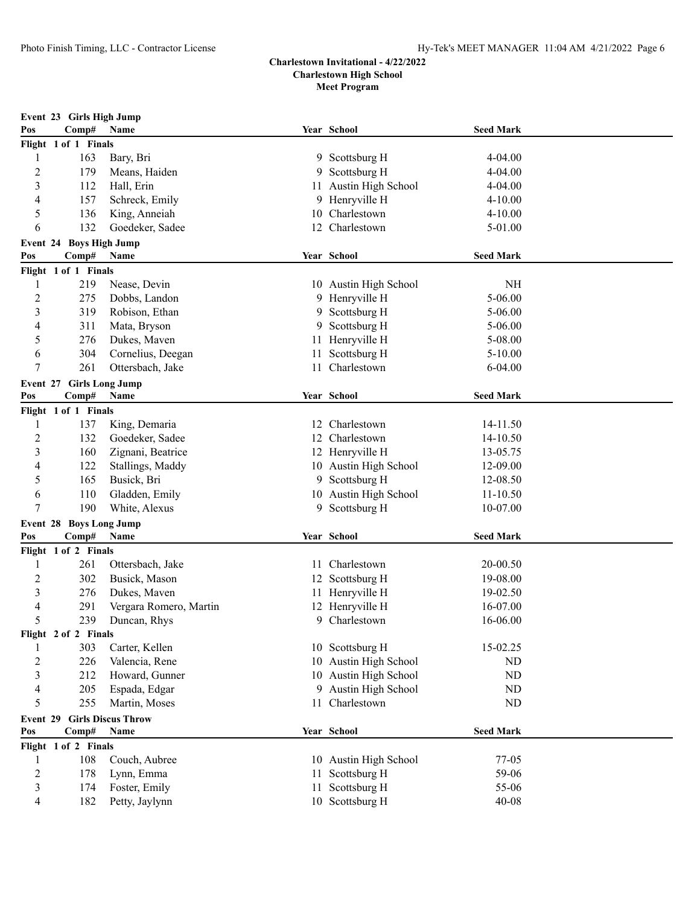**Charlestown Invitational - 4/22/2022**
**Charlestown High School**
**Meet Program**

### Event 23 Girls High Jump

| Pos | Comp# | Name | Year | School | Seed Mark |
|---|---|---|---|---|---|
| **Flight 1 of 1 Finals** | | | | | |
| 1 | 163 | Bary, Bri | 9 | Scottsburg H | 4-04.00 |
| 2 | 179 | Means, Haiden | 9 | Scottsburg H | 4-04.00 |
| 3 | 112 | Hall, Erin | 11 | Austin High School | 4-04.00 |
| 4 | 157 | Schreck, Emily | 9 | Henryville H | 4-10.00 |
| 5 | 136 | King, Anneiah | 10 | Charlestown | 4-10.00 |
| 6 | 132 | Goedeker, Sadee | 12 | Charlestown | 5-01.00 |

### Event 24 Boys High Jump

| Pos | Comp# | Name | Year | School | Seed Mark |
|---|---|---|---|---|---|
| **Flight 1 of 1 Finals** | | | | | |
| 1 | 219 | Nease, Devin | 10 | Austin High School | NH |
| 2 | 275 | Dobbs, Landon | 9 | Henryville H | 5-06.00 |
| 3 | 319 | Robison, Ethan | 9 | Scottsburg H | 5-06.00 |
| 4 | 311 | Mata, Bryson | 9 | Scottsburg H | 5-06.00 |
| 5 | 276 | Dukes, Maven | 11 | Henryville H | 5-08.00 |
| 6 | 304 | Cornelius, Deegan | 11 | Scottsburg H | 5-10.00 |
| 7 | 261 | Ottersbach, Jake | 11 | Charlestown | 6-04.00 |

### Event 27 Girls Long Jump

| Pos | Comp# | Name | Year | School | Seed Mark |
|---|---|---|---|---|---|
| **Flight 1 of 1 Finals** | | | | | |
| 1 | 137 | King, Demaria | 12 | Charlestown | 14-11.50 |
| 2 | 132 | Goedeker, Sadee | 12 | Charlestown | 14-10.50 |
| 3 | 160 | Zignani, Beatrice | 12 | Henryville H | 13-05.75 |
| 4 | 122 | Stallings, Maddy | 10 | Austin High School | 12-09.00 |
| 5 | 165 | Busick, Bri | 9 | Scottsburg H | 12-08.50 |
| 6 | 110 | Gladden, Emily | 10 | Austin High School | 11-10.50 |
| 7 | 190 | White, Alexus | 9 | Scottsburg H | 10-07.00 |

### Event 28 Boys Long Jump

| Pos | Comp# | Name | Year | School | Seed Mark |
|---|---|---|---|---|---|
| **Flight 1 of 2 Finals** | | | | | |
| 1 | 261 | Ottersbach, Jake | 11 | Charlestown | 20-00.50 |
| 2 | 302 | Busick, Mason | 12 | Scottsburg H | 19-08.00 |
| 3 | 276 | Dukes, Maven | 11 | Henryville H | 19-02.50 |
| 4 | 291 | Vergara Romero, Martin | 12 | Henryville H | 16-07.00 |
| 5 | 239 | Duncan, Rhys | 9 | Charlestown | 16-06.00 |
| **Flight 2 of 2 Finals** | | | | | |
| 1 | 303 | Carter, Kellen | 10 | Scottsburg H | 15-02.25 |
| 2 | 226 | Valencia, Rene | 10 | Austin High School | ND |
| 3 | 212 | Howard, Gunner | 10 | Austin High School | ND |
| 4 | 205 | Espada, Edgar | 9 | Austin High School | ND |
| 5 | 255 | Martin, Moses | 11 | Charlestown | ND |

### Event 29 Girls Discus Throw

| Pos | Comp# | Name | Year | School | Seed Mark |
|---|---|---|---|---|---|
| **Flight 1 of 2 Finals** | | | | | |
| 1 | 108 | Couch, Aubree | 10 | Austin High School | 77-05 |
| 2 | 178 | Lynn, Emma | 11 | Scottsburg H | 59-06 |
| 3 | 174 | Foster, Emily | 11 | Scottsburg H | 55-06 |
| 4 | 182 | Petty, Jaylynn | 10 | Scottsburg H | 40-08 |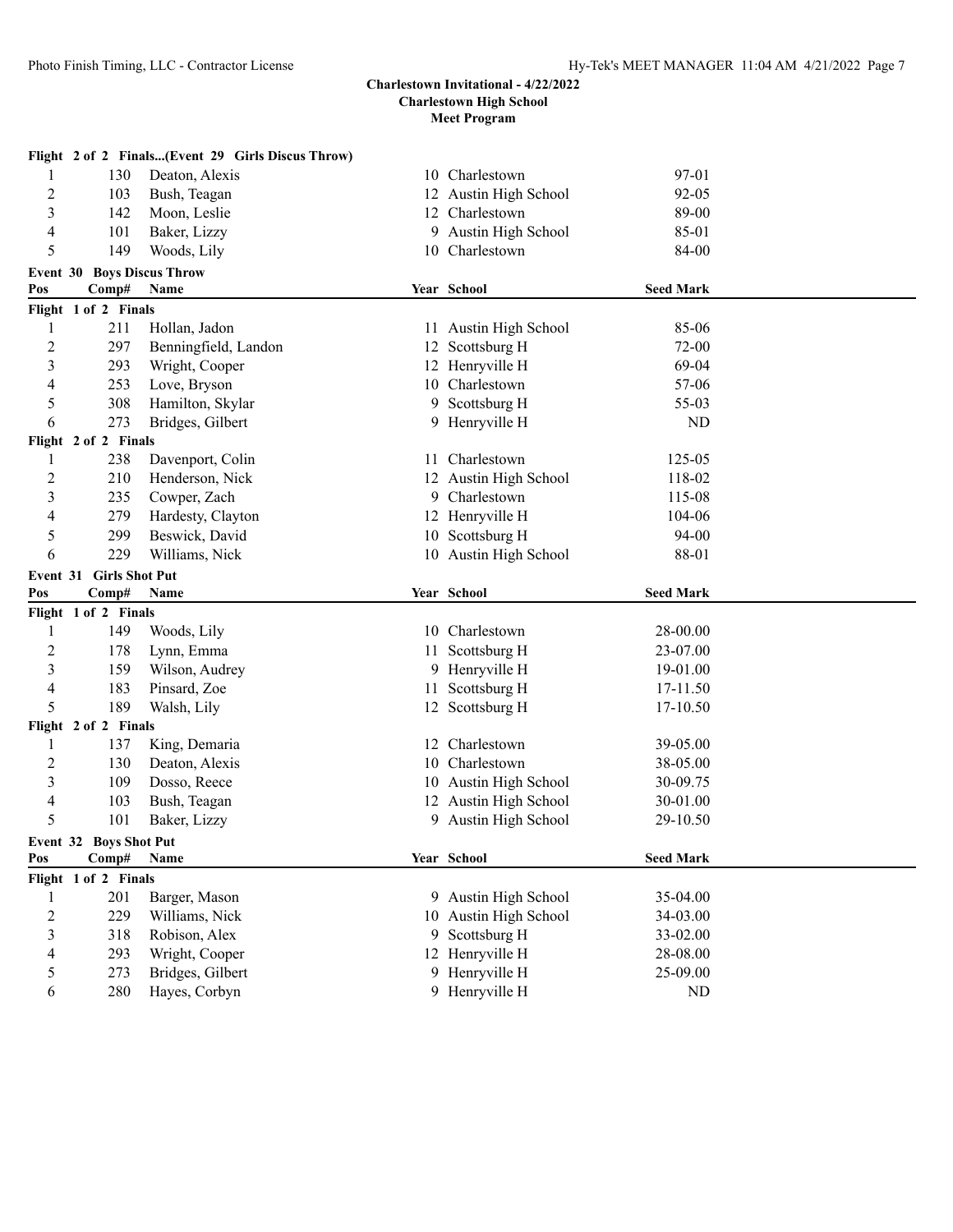**Charlestown Invitational - 4/22/2022**
**Charlestown High School**
**Meet Program**

**Flight 2 of 2 Finals...(Event 29 Girls Discus Throw)**

| Pos | Comp# | Name | Year | School | Seed Mark |
|---|---|---|---|---|---|
| 1 | 130 | Deaton, Alexis | 10 | Charlestown | 97-01 |
| 2 | 103 | Bush, Teagan | 12 | Austin High School | 92-05 |
| 3 | 142 | Moon, Leslie | 12 | Charlestown | 89-00 |
| 4 | 101 | Baker, Lizzy | 9 | Austin High School | 85-01 |
| 5 | 149 | Woods, Lily | 10 | Charlestown | 84-00 |

**Event 30 Boys Discus Throw**

| Pos | Comp# | Name | Year | School | Seed Mark |
|---|---|---|---|---|---|
| **Flight 1 of 2 Finals** | | | | | |
| 1 | 211 | Hollan, Jadon | 11 | Austin High School | 85-06 |
| 2 | 297 | Benningfield, Landon | 12 | Scottsburg H | 72-00 |
| 3 | 293 | Wright, Cooper | 12 | Henryville H | 69-04 |
| 4 | 253 | Love, Bryson | 10 | Charlestown | 57-06 |
| 5 | 308 | Hamilton, Skylar | 9 | Scottsburg H | 55-03 |
| 6 | 273 | Bridges, Gilbert | 9 | Henryville H | ND |
| **Flight 2 of 2 Finals** | | | | | |
| 1 | 238 | Davenport, Colin | 11 | Charlestown | 125-05 |
| 2 | 210 | Henderson, Nick | 12 | Austin High School | 118-02 |
| 3 | 235 | Cowper, Zach | 9 | Charlestown | 115-08 |
| 4 | 279 | Hardesty, Clayton | 12 | Henryville H | 104-06 |
| 5 | 299 | Beswick, David | 10 | Scottsburg H | 94-00 |
| 6 | 229 | Williams, Nick | 10 | Austin High School | 88-01 |

**Event 31 Girls Shot Put**

| Pos | Comp# | Name | Year | School | Seed Mark |
|---|---|---|---|---|---|
| **Flight 1 of 2 Finals** | | | | | |
| 1 | 149 | Woods, Lily | 10 | Charlestown | 28-00.00 |
| 2 | 178 | Lynn, Emma | 11 | Scottsburg H | 23-07.00 |
| 3 | 159 | Wilson, Audrey | 9 | Henryville H | 19-01.00 |
| 4 | 183 | Pinsard, Zoe | 11 | Scottsburg H | 17-11.50 |
| 5 | 189 | Walsh, Lily | 12 | Scottsburg H | 17-10.50 |
| **Flight 2 of 2 Finals** | | | | | |
| 1 | 137 | King, Demaria | 12 | Charlestown | 39-05.00 |
| 2 | 130 | Deaton, Alexis | 10 | Charlestown | 38-05.00 |
| 3 | 109 | Dosso, Reece | 10 | Austin High School | 30-09.75 |
| 4 | 103 | Bush, Teagan | 12 | Austin High School | 30-01.00 |
| 5 | 101 | Baker, Lizzy | 9 | Austin High School | 29-10.50 |

**Event 32 Boys Shot Put**

| Pos | Comp# | Name | Year | School | Seed Mark |
|---|---|---|---|---|---|
| **Flight 1 of 2 Finals** | | | | | |
| 1 | 201 | Barger, Mason | 9 | Austin High School | 35-04.00 |
| 2 | 229 | Williams, Nick | 10 | Austin High School | 34-03.00 |
| 3 | 318 | Robison, Alex | 9 | Scottsburg H | 33-02.00 |
| 4 | 293 | Wright, Cooper | 12 | Henryville H | 28-08.00 |
| 5 | 273 | Bridges, Gilbert | 9 | Henryville H | 25-09.00 |
| 6 | 280 | Hayes, Corbyn | 9 | Henryville H | ND |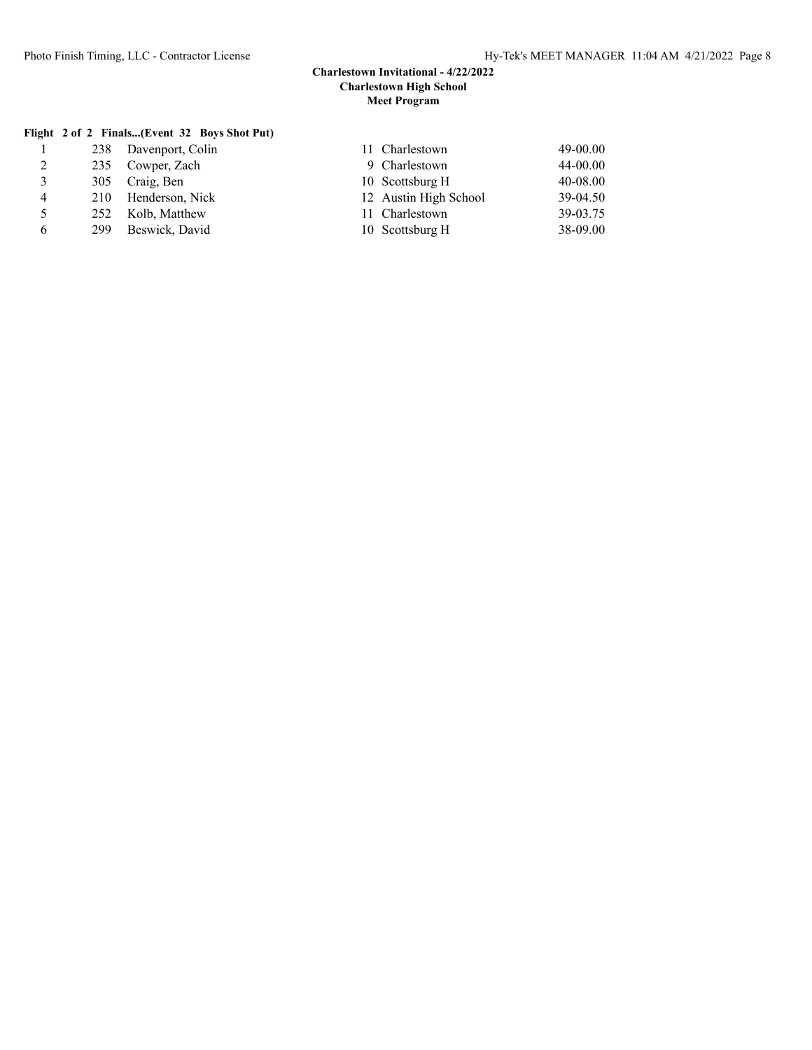**Charlestown Invitational - 4/22/2022**
**Charlestown High School**
**Meet Program**

**Flight 2 of 2 Finals...(Event 32 Boys Shot Put)**

| | | | | | |
|---|---|---|---|---|---|
| 1 | 238 | Davenport, Colin | 11 | Charlestown | 49-00.00 |
| 2 | 235 | Cowper, Zach | 9 | Charlestown | 44-00.00 |
| 3 | 305 | Craig, Ben | 10 | Scottsburg H | 40-08.00 |
| 4 | 210 | Henderson, Nick | 12 | Austin High School | 39-04.50 |
| 5 | 252 | Kolb, Matthew | 11 | Charlestown | 39-03.75 |
| 6 | 299 | Beswick, David | 10 | Scottsburg H | 38-09.00 |